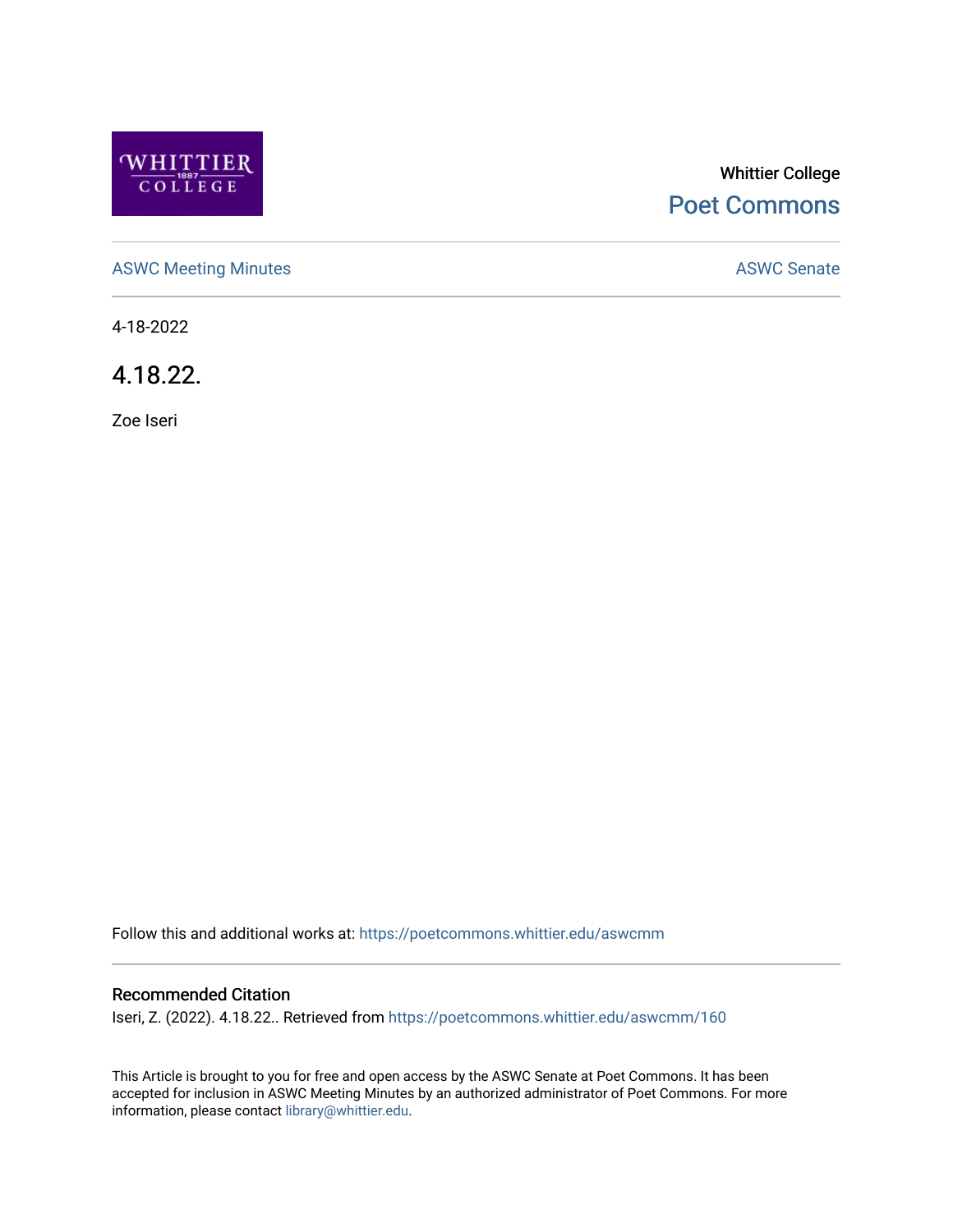Whittier College

Poet Commons

ASWC Meeting Minutes

ASWC Senate

4-18-2022

# 4.18.22.

Zoe Iseri

Follow this and additional works at: https://poetcommons.whittier.edu/aswcmm

## Recommended Citation

Iseri, Z. (2022). 4.18.22.. Retrieved from https://poetcommons.whittier.edu/aswcmm/160

This Article is brought to you for free and open access by the ASWC Senate at Poet Commons. It has been accepted for inclusion in ASWC Meeting Minutes by an authorized administrator of Poet Commons. For more information, please contact library@whittier.edu.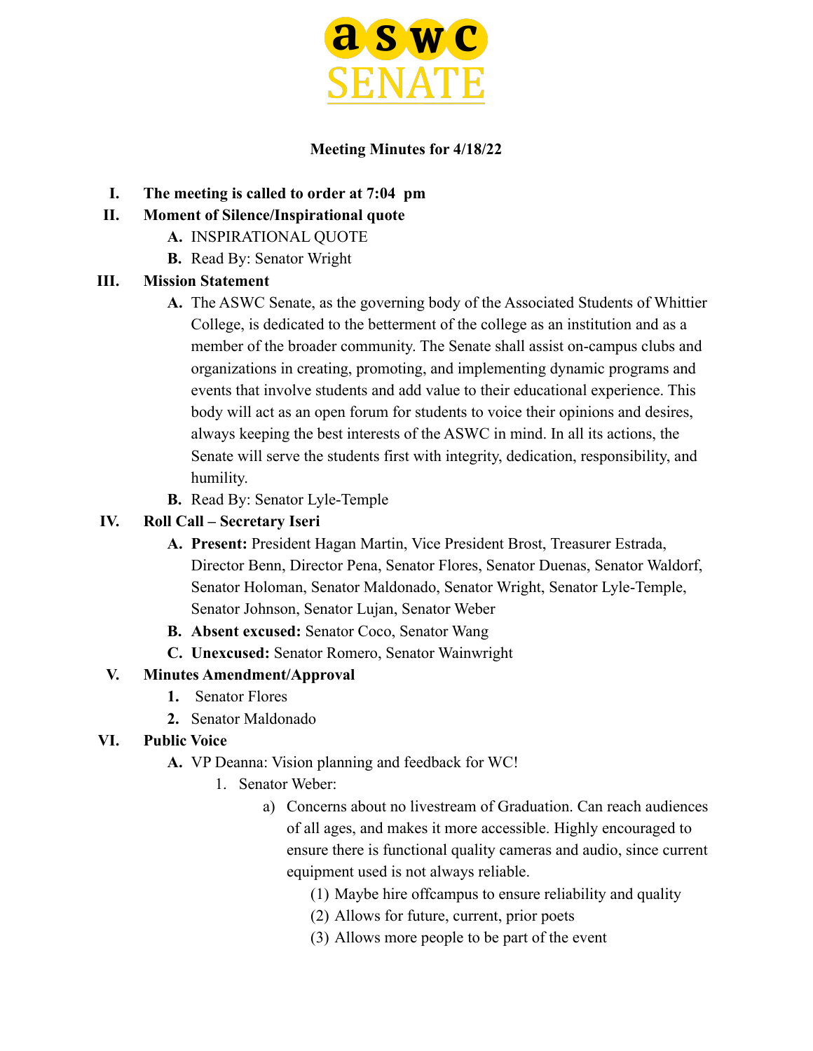# aswc SENATE

**Meeting Minutes for 4/18/22**

I. **The meeting is called to order at 7:04 pm**

II. **Moment of Silence/Inspirational quote**
   - A. INSPIRATIONAL QUOTE
   - B. Read By: Senator Wright

III. **Mission Statement**
   - A. The ASWC Senate, as the governing body of the Associated Students of Whittier College, is dedicated to the betterment of the college as an institution and as a member of the broader community. The Senate shall assist on-campus clubs and organizations in creating, promoting, and implementing dynamic programs and events that involve students and add value to their educational experience. This body will act as an open forum for students to voice their opinions and desires, always keeping the best interests of the ASWC in mind. In all its actions, the Senate will serve the students first with integrity, dedication, responsibility, and humility.
   - B. Read By: Senator Lyle-Temple

IV. **Roll Call – Secretary Iseri**
   - A. **Present:** President Hagan Martin, Vice President Brost, Treasurer Estrada, Director Benn, Director Pena, Senator Flores, Senator Duenas, Senator Waldorf, Senator Holoman, Senator Maldonado, Senator Wright, Senator Lyle-Temple, Senator Johnson, Senator Lujan, Senator Weber
   - B. **Absent excused:** Senator Coco, Senator Wang
   - C. **Unexcused:** Senator Romero, Senator Wainwright

V. **Minutes Amendment/Approval**
   1. Senator Flores
   2. Senator Maldonado

VI. **Public Voice**
   - A. VP Deanna: Vision planning and feedback for WC!
     1. Senator Weber:
        - a) Concerns about no livestream of Graduation. Can reach audiences of all ages, and makes it more accessible. Highly encouraged to ensure there is functional quality cameras and audio, since current equipment used is not always reliable.
          - (1) Maybe hire offcampus to ensure reliability and quality
          - (2) Allows for future, current, prior poets
          - (3) Allows more people to be part of the event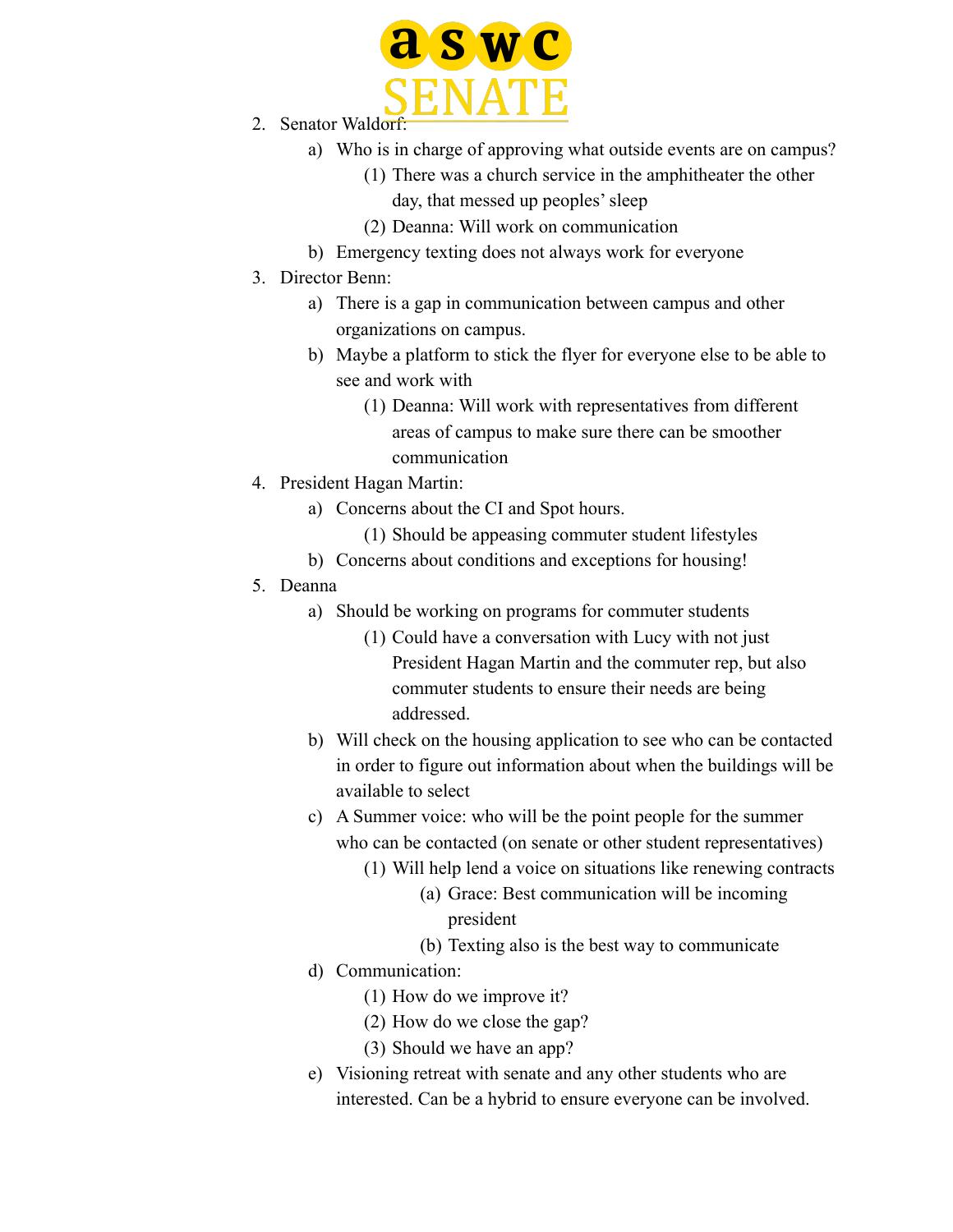2. Senator Waldorf:
    a) Who is in charge of approving what outside events are on campus?
        (1) There was a church service in the amphitheater the other day, that messed up peoples' sleep
        (2) Deanna: Will work on communication
    b) Emergency texting does not always work for everyone
3. Director Benn:
    a) There is a gap in communication between campus and other organizations on campus.
    b) Maybe a platform to stick the flyer for everyone else to be able to see and work with
        (1) Deanna: Will work with representatives from different areas of campus to make sure there can be smoother communication
4. President Hagan Martin:
    a) Concerns about the CI and Spot hours.
        (1) Should be appeasing commuter student lifestyles
    b) Concerns about conditions and exceptions for housing!
5. Deanna
    a) Should be working on programs for commuter students
        (1) Could have a conversation with Lucy with not just President Hagan Martin and the commuter rep, but also commuter students to ensure their needs are being addressed.
    b) Will check on the housing application to see who can be contacted in order to figure out information about when the buildings will be available to select
    c) A Summer voice: who will be the point people for the summer who can be contacted (on senate or other student representatives)
        (1) Will help lend a voice on situations like renewing contracts
            (a) Grace: Best communication will be incoming president
            (b) Texting also is the best way to communicate
    d) Communication:
        (1) How do we improve it?
        (2) How do we close the gap?
        (3) Should we have an app?
    e) Visioning retreat with senate and any other students who are interested. Can be a hybrid to ensure everyone can be involved.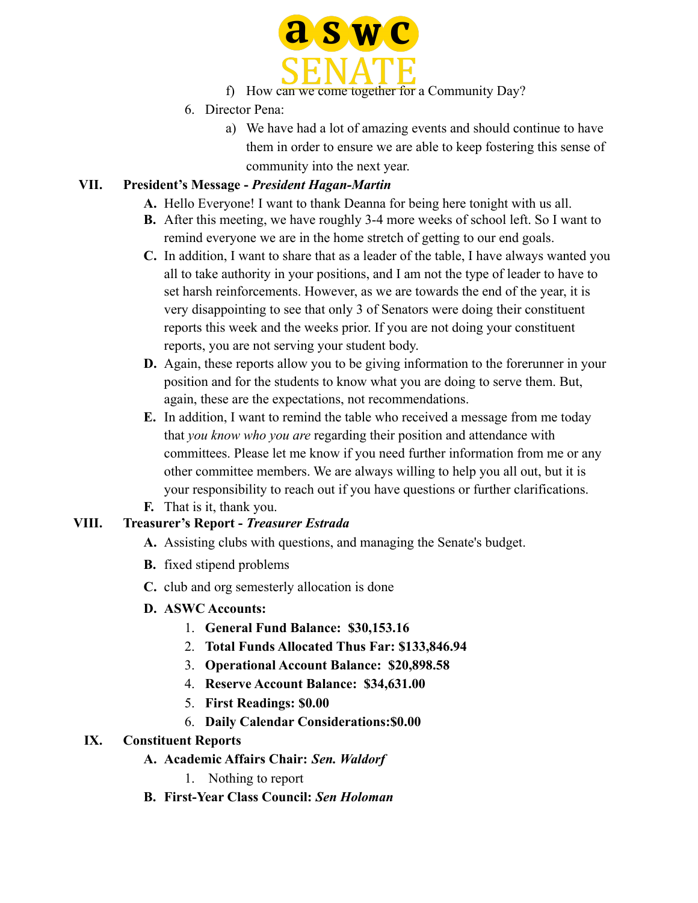f) How can we come together for a Community Day?

6. Director Pena:
   a) We have had a lot of amazing events and should continue to have them in order to ensure we are able to keep fostering this sense of community into the next year.

**VII. President's Message - *President Hagan-Martin***

A. Hello Everyone! I want to thank Deanna for being here tonight with us all.

B. After this meeting, we have roughly 3-4 more weeks of school left. So I want to remind everyone we are in the home stretch of getting to our end goals.

C. In addition, I want to share that as a leader of the table, I have always wanted you all to take authority in your positions, and I am not the type of leader to have to set harsh reinforcements. However, as we are towards the end of the year, it is very disappointing to see that only 3 of Senators were doing their constituent reports this week and the weeks prior. If you are not doing your constituent reports, you are not serving your student body.

D. Again, these reports allow you to be giving information to the forerunner in your position and for the students to know what you are doing to serve them. But, again, these are the expectations, not recommendations.

E. In addition, I want to remind the table who received a message from me today that *you know who you are* regarding their position and attendance with committees. Please let me know if you need further information from me or any other committee members. We are always willing to help you all out, but it is your responsibility to reach out if you have questions or further clarifications.

F. That is it, thank you.

**VIII. Treasurer's Report - *Treasurer Estrada***

A. Assisting clubs with questions, and managing the Senate's budget.

B. fixed stipend problems

C. club and org semesterly allocation is done

D. **ASWC Accounts:**
   1. **General Fund Balance: $30,153.16**
   2. **Total Funds Allocated Thus Far: $133,846.94**
   3. **Operational Account Balance: $20,898.58**
   4. **Reserve Account Balance: $34,631.00**
   5. **First Readings: $0.00**
   6. **Daily Calendar Considerations:$0.00**

**IX. Constituent Reports**

A. **Academic Affairs Chair:** ***Sen. Waldorf***
   1. Nothing to report

B. **First-Year Class Council:** ***Sen Holoman***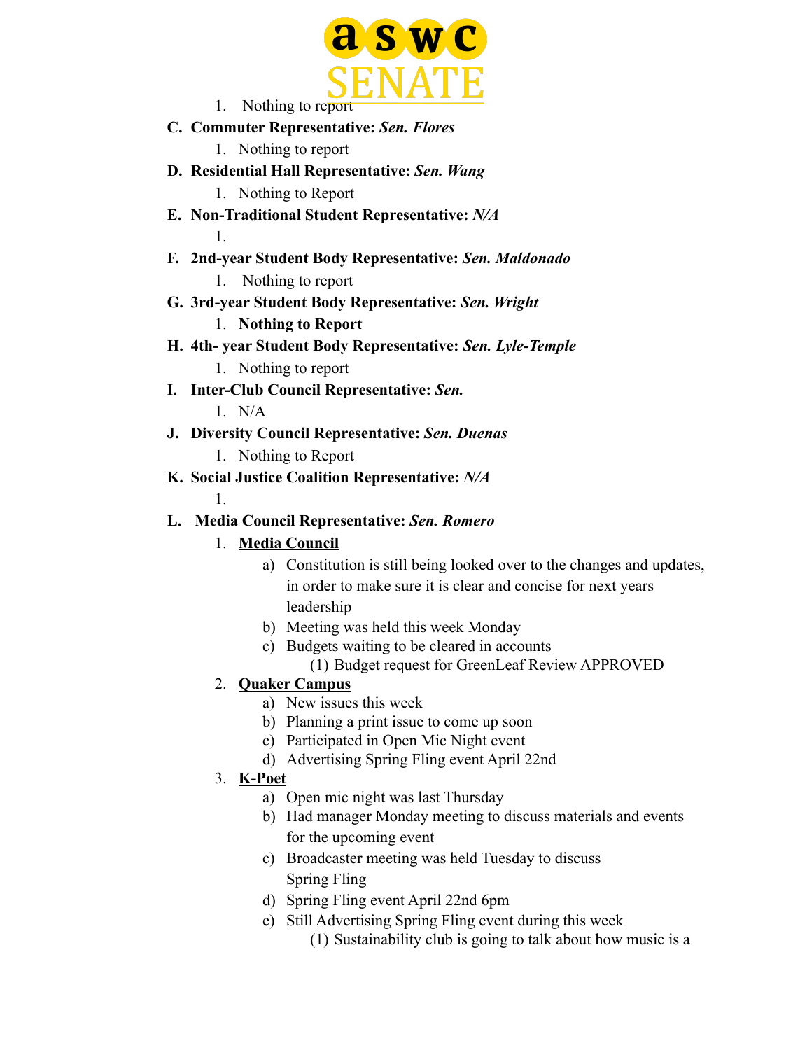1. Nothing to report

**C. Commuter Representative: *Sen. Flores***

1. Nothing to report

**D. Residential Hall Representative: *Sen. Wang***

1. Nothing to Report

**E. Non-Traditional Student Representative: *N/A***

1.

**F. 2nd-year Student Body Representative: *Sen. Maldonado***

1. Nothing to report

**G. 3rd-year Student Body Representative: *Sen. Wright***

1. **Nothing to Report**

**H. 4th- year Student Body Representative: *Sen. Lyle-Temple***

1. Nothing to report

**I. Inter-Club Council Representative: *Sen.***

1. N/A

**J. Diversity Council Representative: *Sen. Duenas***

1. Nothing to Report

**K. Social Justice Coalition Representative: *N/A***

1.

**L. Media Council Representative: *Sen. Romero***

1. **Media Council**
   a) Constitution is still being looked over to the changes and updates, in order to make sure it is clear and concise for next years leadership
   b) Meeting was held this week Monday
   c) Budgets waiting to be cleared in accounts
      (1) Budget request for GreenLeaf Review APPROVED
2. **Quaker Campus**
   a) New issues this week
   b) Planning a print issue to come up soon
   c) Participated in Open Mic Night event
   d) Advertising Spring Fling event April 22nd
3. **K-Poet**
   a) Open mic night was last Thursday
   b) Had manager Monday meeting to discuss materials and events for the upcoming event
   c) Broadcaster meeting was held Tuesday to discuss Spring Fling
   d) Spring Fling event April 22nd 6pm
   e) Still Advertising Spring Fling event during this week
      (1) Sustainability club is going to talk about how music is a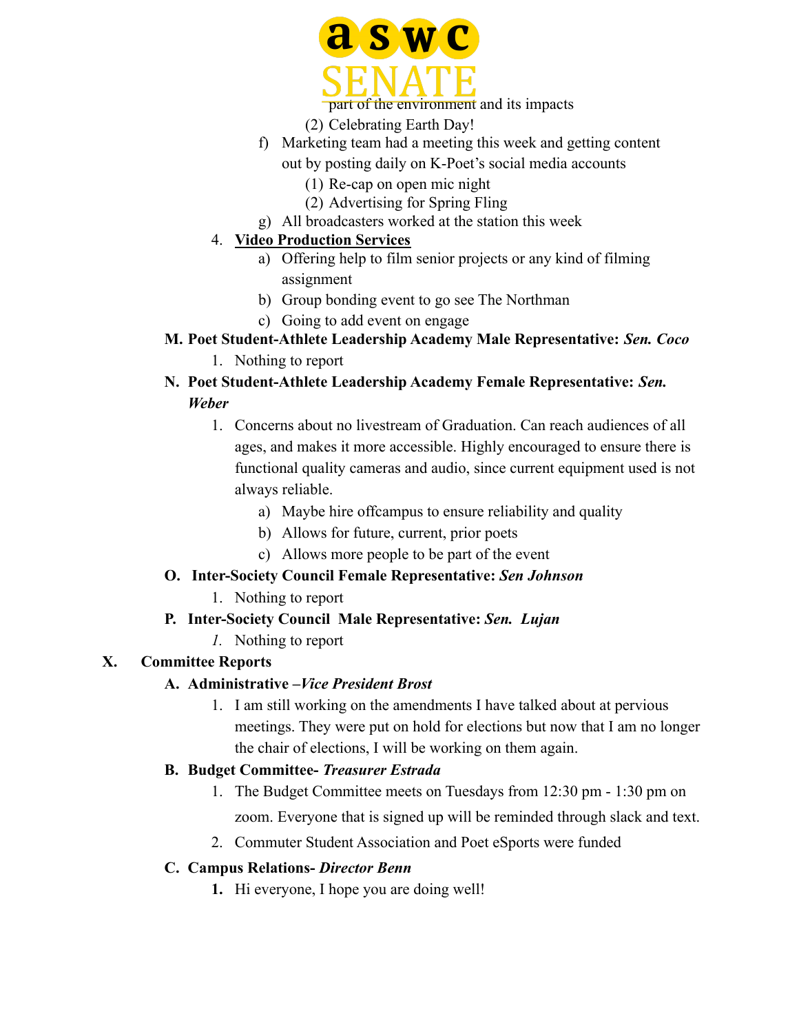part of the environment and its impacts

            (2) Celebrating Earth Day!

        f) Marketing team had a meeting this week and getting content out by posting daily on K-Poet's social media accounts
            (1) Re-cap on open mic night
            (2) Advertising for Spring Fling
        g) All broadcasters worked at the station this week

    4. **Video Production Services**
        a) Offering help to film senior projects or any kind of filming assignment
        b) Group bonding event to go see The Northman
        c) Going to add event on engage

**M. Poet Student-Athlete Leadership Academy Male Representative: *Sen. Coco***

1. Nothing to report

**N. Poet Student-Athlete Leadership Academy Female Representative: *Sen. Weber***

1. Concerns about no livestream of Graduation. Can reach audiences of all ages, and makes it more accessible. Highly encouraged to ensure there is functional quality cameras and audio, since current equipment used is not always reliable.
    a) Maybe hire offcampus to ensure reliability and quality
    b) Allows for future, current, prior poets
    c) Allows more people to be part of the event

**O. Inter-Society Council Female Representative: *Sen Johnson***

1. Nothing to report

**P. Inter-Society Council Male Representative: *Sen. Lujan***

1. Nothing to report

## X. Committee Reports

**A. Administrative –*Vice President Brost***

1. I am still working on the amendments I have talked about at pervious meetings. They were put on hold for elections but now that I am no longer the chair of elections, I will be working on them again.

**B. Budget Committee- *Treasurer Estrada***

1. The Budget Committee meets on Tuesdays from 12:30 pm - 1:30 pm on zoom. Everyone that is signed up will be reminded through slack and text.
2. Commuter Student Association and Poet eSports were funded

**C. Campus Relations- *Director Benn***

1. Hi everyone, I hope you are doing well!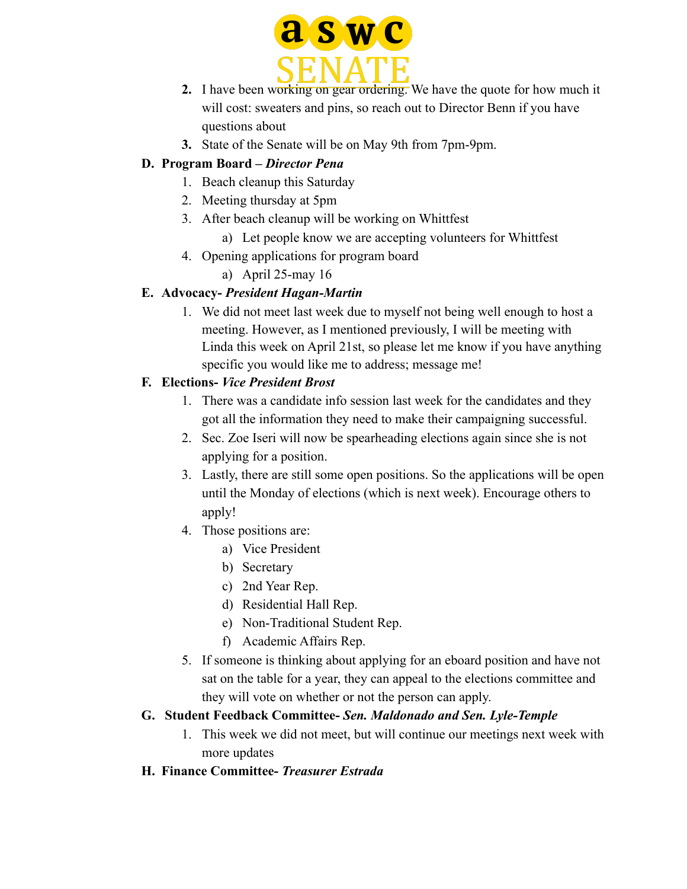2. I have been working on gear ordering. We have the quote for how much it will cost: sweaters and pins, so reach out to Director Benn if you have questions about
3. State of the Senate will be on May 9th from 7pm-9pm.

**D. Program Board – *Director Pena***

1. Beach cleanup this Saturday
2. Meeting thursday at 5pm
3. After beach cleanup will be working on Whittfest
   a) Let people know we are accepting volunteers for Whittfest
4. Opening applications for program board
   a) April 25-may 16

**E. Advocacy- *President Hagan-Martin***

1. We did not meet last week due to myself not being well enough to host a meeting. However, as I mentioned previously, I will be meeting with Linda this week on April 21st, so please let me know if you have anything specific you would like me to address; message me!

**F. Elections- *Vice President Brost***

1. There was a candidate info session last week for the candidates and they got all the information they need to make their campaigning successful.
2. Sec. Zoe Iseri will now be spearheading elections again since she is not applying for a position.
3. Lastly, there are still some open positions. So the applications will be open until the Monday of elections (which is next week). Encourage others to apply!
4. Those positions are:
   a) Vice President
   b) Secretary
   c) 2nd Year Rep.
   d) Residential Hall Rep.
   e) Non-Traditional Student Rep.
   f) Academic Affairs Rep.
5. If someone is thinking about applying for an eboard position and have not sat on the table for a year, they can appeal to the elections committee and they will vote on whether or not the person can apply.

**G. Student Feedback Committee- *Sen. Maldonado and Sen. Lyle-Temple***

1. This week we did not meet, but will continue our meetings next week with more updates

**H. Finance Committee- *Treasurer Estrada***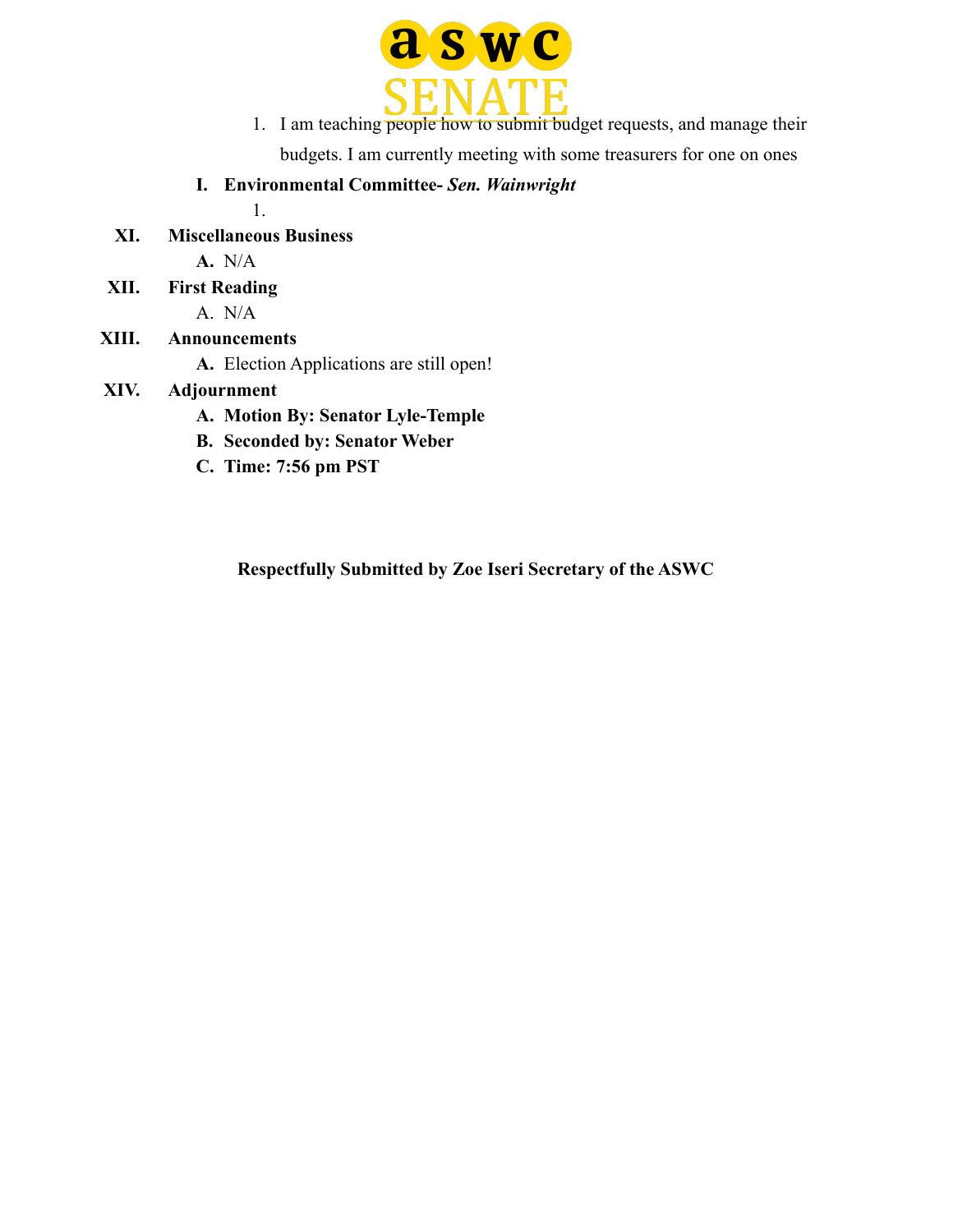1. I am teaching people how to submit budget requests, and manage their budgets. I am currently meeting with some treasurers for one on ones

**I. Environmental Committee-** ***Sen. Wainwright***

1.

**XI. Miscellaneous Business**

**A.** N/A

**XII. First Reading**

A. N/A

**XIII. Announcements**

**A.** Election Applications are still open!

**XIV. Adjournment**

**A. Motion By: Senator Lyle-Temple**

**B. Seconded by: Senator Weber**

**C. Time: 7:56 pm PST**

**Respectfully Submitted by Zoe Iseri Secretary of the ASWC**